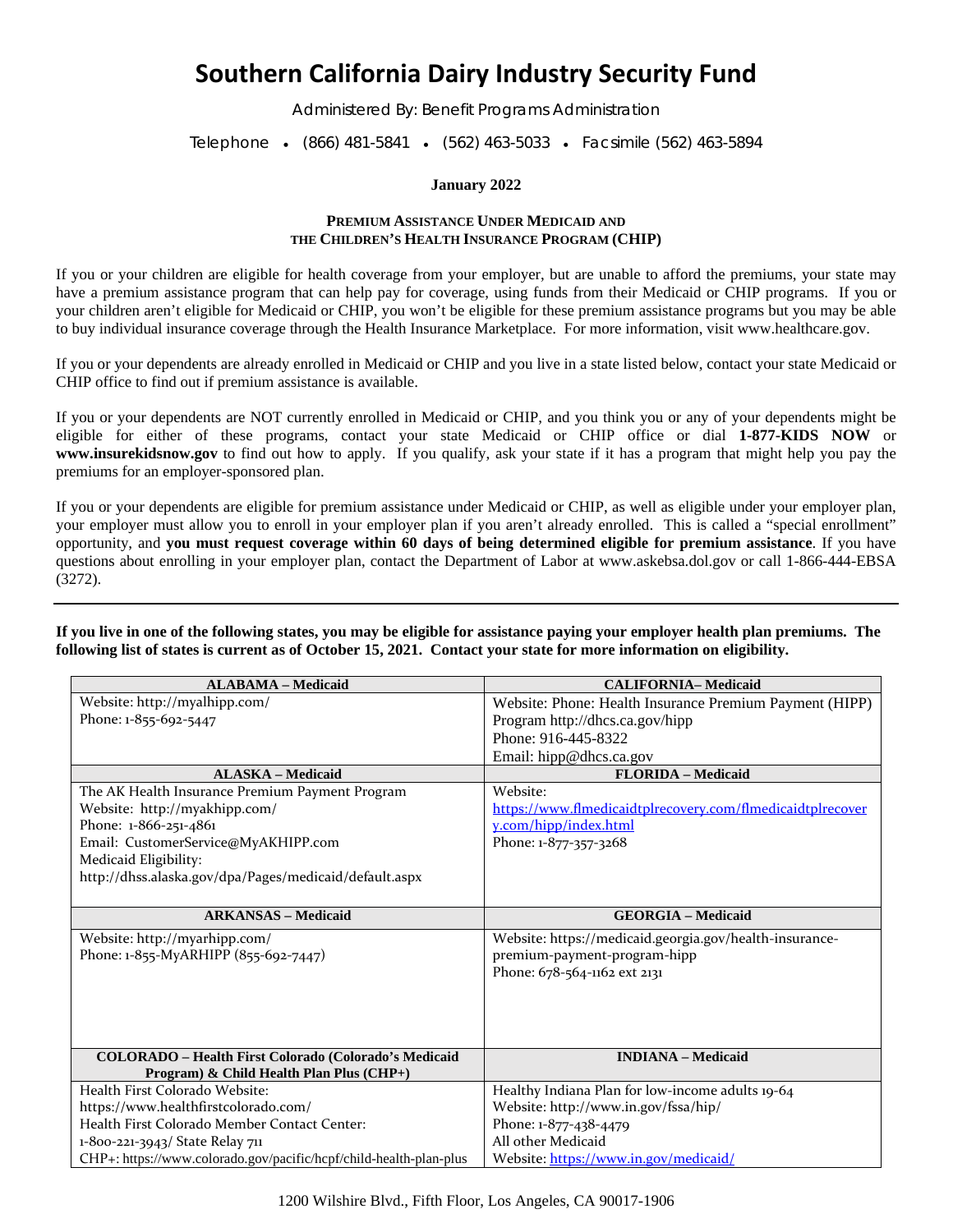# Southern California Dairy Industry Security Fund

Administered By: Benefit Programs Administration

Telephone • (866) 481-5841 • (562) 463-5033 • Facsimile (562) 463-5894

**January 2022**

## PREMIUM ASSISTANCE UNDER MEDICAID AND THE CHILDREN'S HEALTH INSURANCE PROGRAM (CHIP)

If you or your children are eligible for health coverage from your employer, but are unable to afford the premiums, your state may have a premium assistance program that can help pay for coverage, using funds from their Medicaid or CHIP programs. If you or your children aren't eligible for Medicaid or CHIP, you won't be eligible for these premium assistance programs but you may be able to buy individual insurance coverage through the Health Insurance Marketplace. For more information, visit www.healthcare.gov.

If you or your dependents are already enrolled in Medicaid or CHIP and you live in a state listed below, contact your state Medicaid or CHIP office to find out if premium assistance is available.

If you or your dependents are NOT currently enrolled in Medicaid or CHIP, and you think you or any of your dependents might be eligible for either of these programs, contact your state Medicaid or CHIP office or dial **1-877-KIDS NOW** or **www.insurekidsnow.gov** to find out how to apply. If you qualify, ask your state if it has a program that might help you pay the premiums for an employer-sponsored plan.

If you or your dependents are eligible for premium assistance under Medicaid or CHIP, as well as eligible under your employer plan, your employer must allow you to enroll in your employer plan if you aren't already enrolled. This is called a "special enrollment" opportunity, and **you must request coverage within 60 days of being determined eligible for premium assistance**. If you have questions about enrolling in your employer plan, contact the Department of Labor at www.askebsa.dol.gov or call 1-866-444-EBSA (3272).

---

**If you live in one of the following states, you may be eligible for assistance paying your employer health plan premiums. The following list of states is current as of October 15, 2021. Contact your state for more information on eligibility.**

| ALABAMA – Medicaid | CALIFORNIA– Medicaid |
|---|---|
| Website: http://myalhipp.com/<br>Phone: 1-855-692-5447 | Website: Phone: Health Insurance Premium Payment (HIPP) Program http://dhcs.ca.gov/hipp<br>Phone: 916-445-8322<br>Email: hipp@dhcs.ca.gov |
| **ALASKA – Medicaid** | **FLORIDA – Medicaid** |
| The AK Health Insurance Premium Payment Program<br>Website: http://myakhipp.com/<br>Phone: 1-866-251-4861<br>Email: CustomerService@MyAKHIPP.com<br>Medicaid Eligibility:<br>http://dhss.alaska.gov/dpa/Pages/medicaid/default.aspx | Website:<br>https://www.flmedicaidtplrecovery.com/flmedicaidtplrecovery.com/hipp/index.html<br>Phone: 1-877-357-3268 |
| **ARKANSAS – Medicaid** | **GEORGIA – Medicaid** |
| Website: http://myarhipp.com/<br>Phone: 1-855-MyARHIPP (855-692-7447) | Website: https://medicaid.georgia.gov/health-insurance-premium-payment-program-hipp<br>Phone: 678-564-1162 ext 2131 |
| **COLORADO – Health First Colorado (Colorado's Medicaid Program) & Child Health Plan Plus (CHP+)** | **INDIANA – Medicaid** |
| Health First Colorado Website:<br>https://www.healthfirstcolorado.com/<br>Health First Colorado Member Contact Center:<br>1-800-221-3943/ State Relay 711<br>CHP+: https://www.colorado.gov/pacific/hcpf/child-health-plan-plus | Healthy Indiana Plan for low-income adults 19-64<br>Website: http://www.in.gov/fssa/hip/<br>Phone: 1-877-438-4479<br>All other Medicaid<br>Website: https://www.in.gov/medicaid/ |

1200 Wilshire Blvd., Fifth Floor, Los Angeles, CA 90017-1906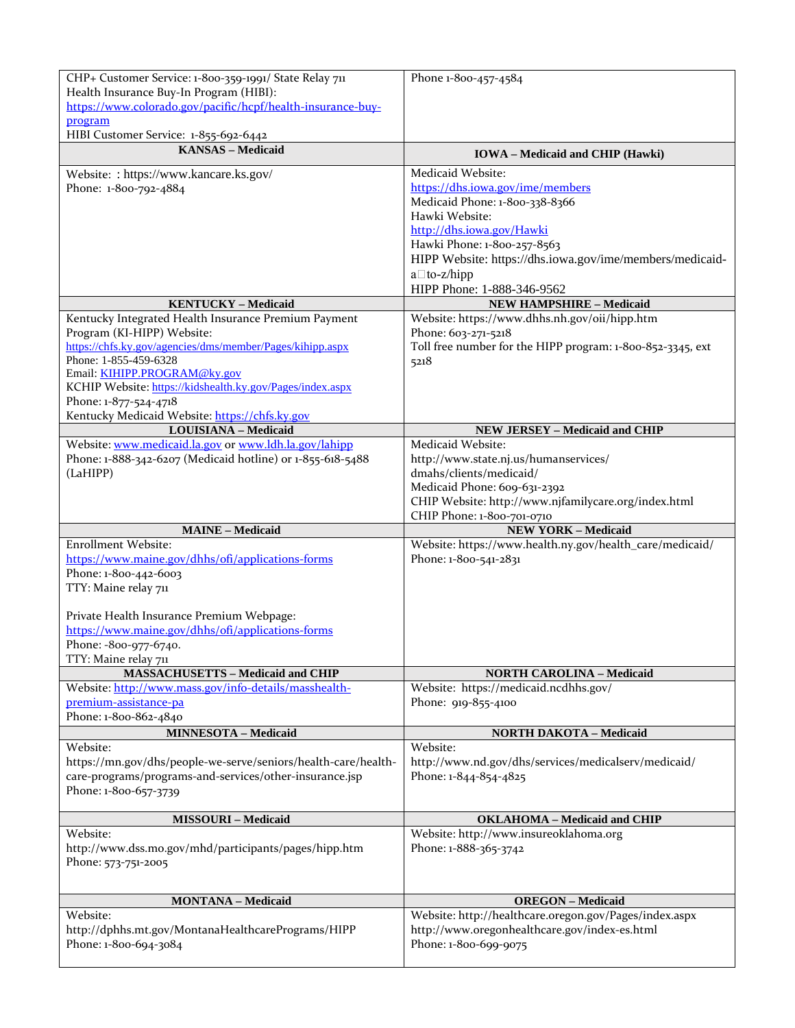| CHP+ Customer Service: 1-800-359-1991/ State Relay 711<br>Health Insurance Buy-In Program (HIBI): https://www.colorado.gov/pacific/hcpf/health-insurance-buy-program<br>HIBI Customer Service: 1-855-692-6442 | Phone 1-800-457-4584 |
|---|---|
| **KANSAS – Medicaid** | **IOWA – Medicaid and CHIP (Hawki)** |
| Website: : https://www.kancare.ks.gov/<br>Phone: 1-800-792-4884 | Medicaid Website: https://dhs.iowa.gov/ime/members<br>Medicaid Phone: 1-800-338-8366<br>Hawki Website: http://dhs.iowa.gov/Hawki<br>Hawki Phone: 1-800-257-8563<br>HIPP Website: https://dhs.iowa.gov/ime/members/medicaid-a-to-z/hipp<br>HIPP Phone: 1-888-346-9562 |
| **KENTUCKY – Medicaid** | **NEW HAMPSHIRE – Medicaid** |
| Kentucky Integrated Health Insurance Premium Payment Program (KI-HIPP) Website: https://chfs.ky.gov/agencies/dms/member/Pages/kihipp.aspx<br>Phone: 1-855-459-6328<br>Email: KIHIPP.PROGRAM@ky.gov<br>KCHIP Website: https://kidshealth.ky.gov/Pages/index.aspx<br>Phone: 1-877-524-4718<br>Kentucky Medicaid Website: https://chfs.ky.gov | Website: https://www.dhhs.nh.gov/oii/hipp.htm<br>Phone: 603-271-5218<br>Toll free number for the HIPP program: 1-800-852-3345, ext 5218 |
| **LOUISIANA – Medicaid** | **NEW JERSEY – Medicaid and CHIP** |
| Website: www.medicaid.la.gov or www.ldh.la.gov/lahipp<br>Phone: 1-888-342-6207 (Medicaid hotline) or 1-855-618-5488 (LaHIPP) | Medicaid Website: http://www.state.nj.us/humanservices/dmahs/clients/medicaid/<br>Medicaid Phone: 609-631-2392<br>CHIP Website: http://www.njfamilycare.org/index.html<br>CHIP Phone: 1-800-701-0710 |
| **MAINE – Medicaid** | **NEW YORK – Medicaid** |
| Enrollment Website: https://www.maine.gov/dhhs/ofi/applications-forms<br>Phone: 1-800-442-6003<br>TTY: Maine relay 711<br><br>Private Health Insurance Premium Webpage: https://www.maine.gov/dhhs/ofi/applications-forms<br>Phone: -800-977-6740.<br>TTY: Maine relay 711 | Website: https://www.health.ny.gov/health_care/medicaid/<br>Phone: 1-800-541-2831 |
| **MASSACHUSETTS – Medicaid and CHIP** | **NORTH CAROLINA – Medicaid** |
| Website: http://www.mass.gov/info-details/masshealth-premium-assistance-pa<br>Phone: 1-800-862-4840 | Website: https://medicaid.ncdhhs.gov/<br>Phone: 919-855-4100 |
| **MINNESOTA – Medicaid** | **NORTH DAKOTA – Medicaid** |
| Website: https://mn.gov/dhs/people-we-serve/seniors/health-care/health-care-programs/programs-and-services/other-insurance.jsp<br>Phone: 1-800-657-3739 | Website: http://www.nd.gov/dhs/services/medicalserv/medicaid/<br>Phone: 1-844-854-4825 |
| **MISSOURI – Medicaid** | **OKLAHOMA – Medicaid and CHIP** |
| Website: http://www.dss.mo.gov/mhd/participants/pages/hipp.htm<br>Phone: 573-751-2005 | Website: http://www.insureoklahoma.org<br>Phone: 1-888-365-3742 |
| **MONTANA – Medicaid** | **OREGON – Medicaid** |
| Website: http://dphhs.mt.gov/MontanaHealthcarePrograms/HIPP<br>Phone: 1-800-694-3084 | Website: http://healthcare.oregon.gov/Pages/index.aspx<br>http://www.oregonhealthcare.gov/index-es.html<br>Phone: 1-800-699-9075 |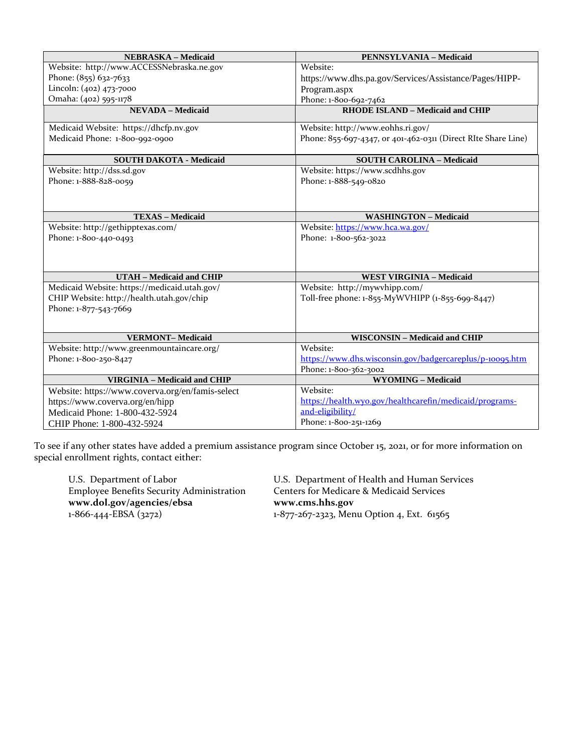| NEBRASKA – Medicaid | PENNSYLVANIA – Medicaid |
|---|---|
| Website: http://www.ACCESSNebraska.ne.gov<br>Phone: (855) 632-7633<br>Lincoln: (402) 473-7000<br>Omaha: (402) 595-1178 | Website:<br>https://www.dhs.pa.gov/Services/Assistance/Pages/HIPP-Program.aspx<br>Phone: 1-800-692-7462 |
| **NEVADA – Medicaid** | **RHODE ISLAND – Medicaid and CHIP** |
| Medicaid Website: https://dhcfp.nv.gov<br>Medicaid Phone: 1-800-992-0900 | Website: http://www.eohhs.ri.gov/<br>Phone: 855-697-4347, or 401-462-0311 (Direct RIte Share Line) |
| **SOUTH DAKOTA - Medicaid** | **SOUTH CAROLINA – Medicaid** |
| Website: http://dss.sd.gov<br>Phone: 1-888-828-0059 | Website: https://www.scdhhs.gov<br>Phone: 1-888-549-0820 |
| **TEXAS – Medicaid** | **WASHINGTON – Medicaid** |
| Website: http://gethipptexas.com/<br>Phone: 1-800-440-0493 | Website: https://www.hca.wa.gov/<br>Phone: 1-800-562-3022 |
| **UTAH – Medicaid and CHIP** | **WEST VIRGINIA – Medicaid** |
| Medicaid Website: https://medicaid.utah.gov/<br>CHIP Website: http://health.utah.gov/chip<br>Phone: 1-877-543-7669 | Website: http://mywvhipp.com/<br>Toll-free phone: 1-855-MyWVHIPP (1-855-699-8447) |
| **VERMONT– Medicaid** | **WISCONSIN – Medicaid and CHIP** |
| Website: http://www.greenmountaincare.org/<br>Phone: 1-800-250-8427 | Website:<br>https://www.dhs.wisconsin.gov/badgercareplus/p-10095.htm<br>Phone: 1-800-362-3002 |
| **VIRGINIA – Medicaid and CHIP** | **WYOMING – Medicaid** |
| Website: https://www.coverva.org/en/famis-select<br>https://www.coverva.org/en/hipp<br>Medicaid Phone: 1-800-432-5924<br>CHIP Phone: 1-800-432-5924 | Website:<br>https://health.wyo.gov/healthcarefin/medicaid/programs-and-eligibility/<br>Phone: 1-800-251-1269 |

To see if any other states have added a premium assistance program since October 15, 2021, or for more information on special enrollment rights, contact either:

U.S. Department of Labor
Employee Benefits Security Administration
**www.dol.gov/agencies/ebsa**
1-866-444-EBSA (3272)

U.S. Department of Health and Human Services
Centers for Medicare & Medicaid Services
**www.cms.hhs.gov**
1-877-267-2323, Menu Option 4, Ext. 61565